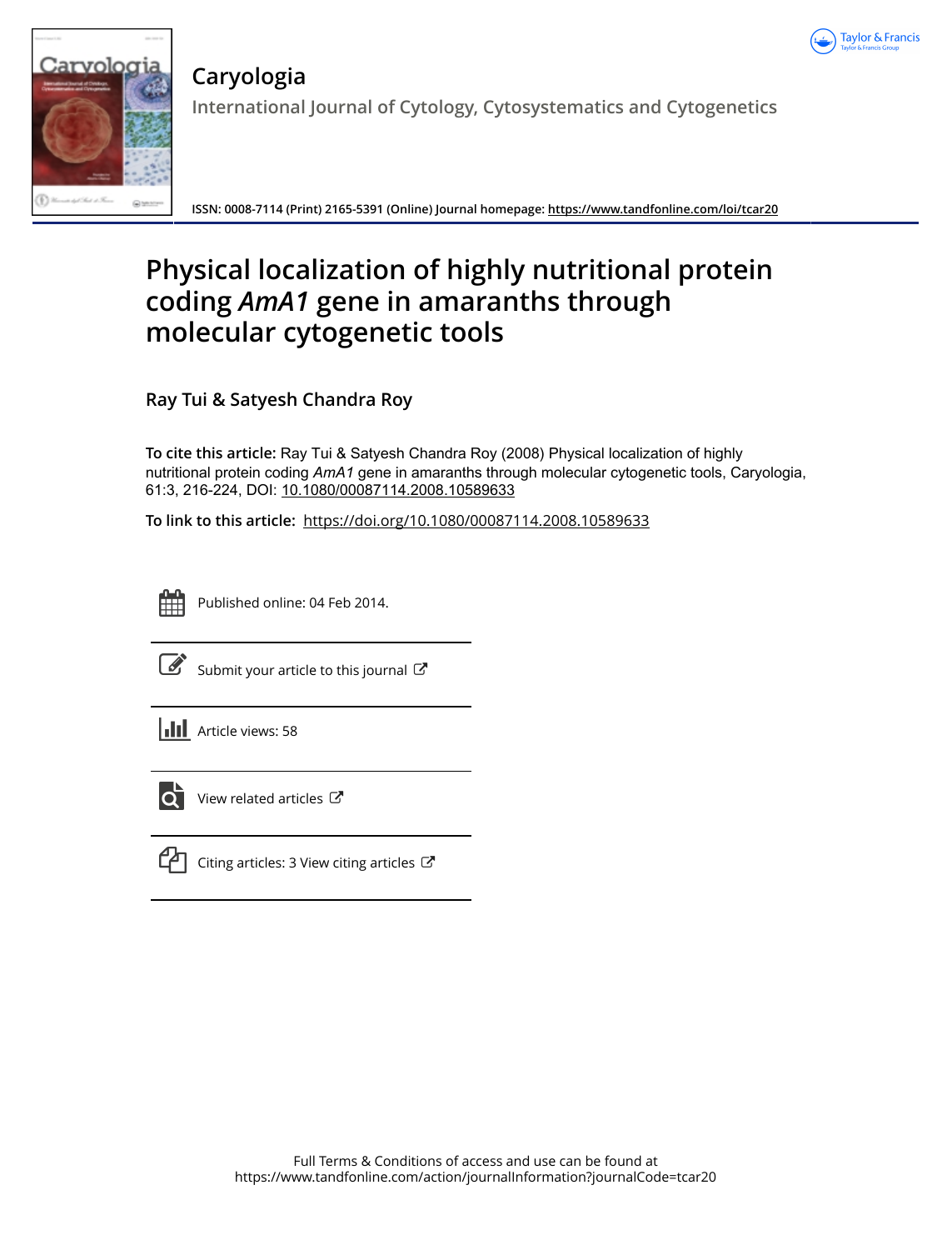# Caryologia

International Journal of Cytology, Cytosystematics and Cytogenetics

ISSN: 0008-7114 (Print) 2165-5391 (Online) Journal homepage: https://www.tandfonline.com/loi/tcar20

# Physical localization of highly nutritional protein coding *AmA1* gene in amaranths through molecular cytogenetic tools

Ray Tui & Satyesh Chandra Roy

**To cite this article:** Ray Tui & Satyesh Chandra Roy (2008) Physical localization of highly nutritional protein coding *AmA1* gene in amaranths through molecular cytogenetic tools, Caryologia, 61:3, 216-224, DOI: 10.1080/00087114.2008.10589633

**To link to this article:** https://doi.org/10.1080/00087114.2008.10589633

Published online: 04 Feb 2014.

Submit your article to this journal

Article views: 58

View related articles

Citing articles: 3 View citing articles

Full Terms & Conditions of access and use can be found at
https://www.tandfonline.com/action/journalInformation?journalCode=tcar20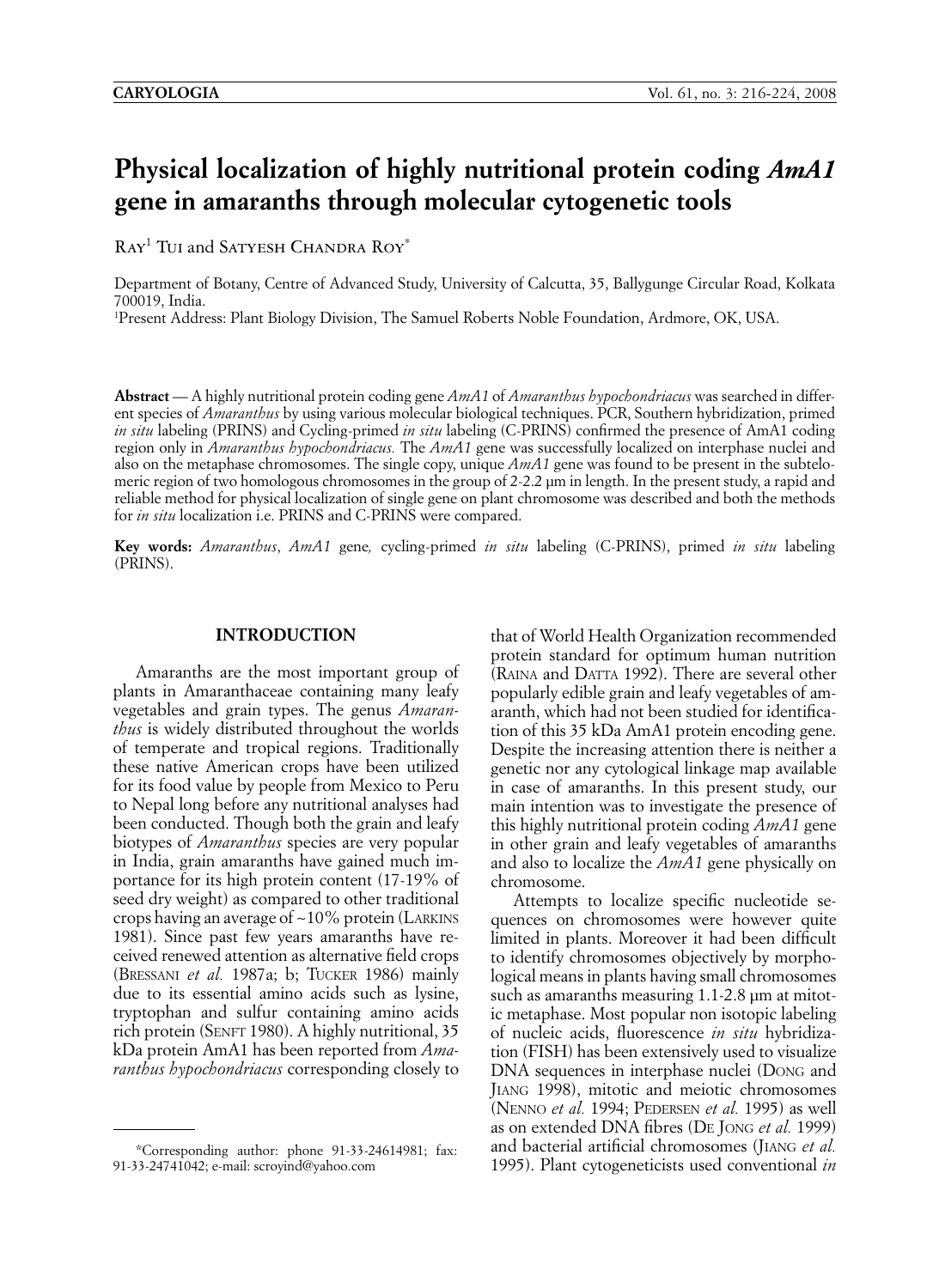# Physical localization of highly nutritional protein coding *AmA1* gene in amaranths through molecular cytogenetic tools

Ray[1] Tui and Satyesh Chandra Roy*

Department of Botany, Centre of Advanced Study, University of Calcutta, 35, Ballygunge Circular Road, Kolkata 700019, India.
[1]Present Address: Plant Biology Division, The Samuel Roberts Noble Foundation, Ardmore, OK, USA.

**Abstract** — A highly nutritional protein coding gene *AmA1* of *Amaranthus hypochondriacus* was searched in different species of *Amaranthus* by using various molecular biological techniques. PCR, Southern hybridization, primed *in situ* labeling (PRINS) and Cycling-primed *in situ* labeling (C-PRINS) confirmed the presence of AmA1 coding region only in *Amaranthus hypochondriacus.* The *AmA1* gene was successfully localized on interphase nuclei and also on the metaphase chromosomes. The single copy, unique *AmA1* gene was found to be present in the subtelomeric region of two homologous chromosomes in the group of 2-2.2 µm in length. In the present study, a rapid and reliable method for physical localization of single gene on plant chromosome was described and both the methods for *in situ* localization i.e. PRINS and C-PRINS were compared.

**Key words:** *Amaranthus*, *AmA1* gene*,* cycling-primed *in situ* labeling (C-PRINS), primed *in situ* labeling (PRINS).

## INTRODUCTION

Amaranths are the most important group of plants in Amaranthaceae containing many leafy vegetables and grain types. The genus *Amaranthus* is widely distributed throughout the worlds of temperate and tropical regions. Traditionally these native American crops have been utilized for its food value by people from Mexico to Peru to Nepal long before any nutritional analyses had been conducted. Though both the grain and leafy biotypes of *Amaranthus* species are very popular in India, grain amaranths have gained much importance for its high protein content (17-19% of seed dry weight) as compared to other traditional crops having an average of ~10% protein (Larkins 1981). Since past few years amaranths have received renewed attention as alternative field crops (Bressani *et al.* 1987a; b; Tucker 1986) mainly due to its essential amino acids such as lysine, tryptophan and sulfur containing amino acids rich protein (Senft 1980). A highly nutritional, 35 kDa protein AmA1 has been reported from *Amaranthus hypochondriacus* corresponding closely to that of World Health Organization recommended protein standard for optimum human nutrition (Raina and Datta 1992). There are several other popularly edible grain and leafy vegetables of amaranth, which had not been studied for identification of this 35 kDa AmA1 protein encoding gene. Despite the increasing attention there is neither a genetic nor any cytological linkage map available in case of amaranths. In this present study, our main intention was to investigate the presence of this highly nutritional protein coding *AmA1* gene in other grain and leafy vegetables of amaranths and also to localize the *AmA1* gene physically on chromosome.

Attempts to localize specific nucleotide sequences on chromosomes were however quite limited in plants. Moreover it had been difficult to identify chromosomes objectively by morphological means in plants having small chromosomes such as amaranths measuring 1.1-2.8 µm at mitotic metaphase. Most popular non isotopic labeling of nucleic acids, fluorescence *in situ* hybridization (FISH) has been extensively used to visualize DNA sequences in interphase nuclei (Dong and Jiang 1998), mitotic and meiotic chromosomes (Nenno *et al.* 1994; Pedersen *et al.* 1995) as well as on extended DNA fibres (De Jong *et al.* 1999) and bacterial artificial chromosomes (Jiang *et al.* 1995). Plant cytogeneticists used conventional *in*

*Corresponding author: phone 91-33-24614981; fax: 91-33-24741042; e-mail: scroyind@yahoo.com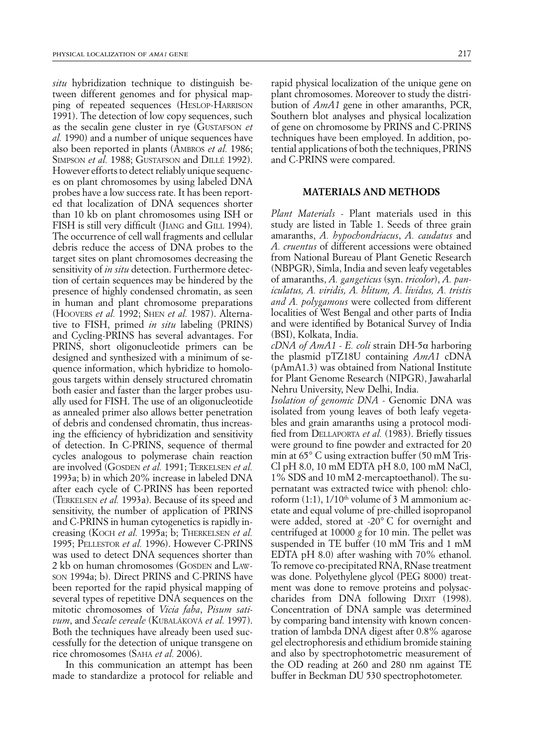*situ* hybridization technique to distinguish between different genomes and for physical mapping of repeated sequences (Heslop-Harrison 1991). The detection of low copy sequences, such as the secalin gene cluster in rye (Gustafson *et al.* 1990) and a number of unique sequences have also been reported in plants (Ambros *et al.* 1986; Simpson *et al.* 1988; Gustafson and Dillé 1992). However efforts to detect reliably unique sequences on plant chromosomes by using labeled DNA probes have a low success rate. It has been reported that localization of DNA sequences shorter than 10 kb on plant chromosomes using ISH or FISH is still very difficult (Jiang and Gill 1994). The occurrence of cell wall fragments and cellular debris reduce the access of DNA probes to the target sites on plant chromosomes decreasing the sensitivity of *in situ* detection. Furthermore detection of certain sequences may be hindered by the presence of highly condensed chromatin, as seen in human and plant chromosome preparations (Hoovers *et al.* 1992; Shen *et al.* 1987). Alternative to FISH, primed *in situ* labeling (PRINS) and Cycling-PRINS has several advantages. For PRINS, short oligonucleotide primers can be designed and synthesized with a minimum of sequence information, which hybridize to homologous targets within densely structured chromatin both easier and faster than the larger probes usually used for FISH. The use of an oligonucleotide as annealed primer also allows better penetration of debris and condensed chromatin, thus increasing the efficiency of hybridization and sensitivity of detection. In C-PRINS, sequence of thermal cycles analogous to polymerase chain reaction are involved (Gosden *et al.* 1991; Terkelsen *et al.* 1993a; b) in which 20% increase in labeled DNA after each cycle of C-PRINS has been reported (Terkelsen *et al.* 1993a). Because of its speed and sensitivity, the number of application of PRINS and C-PRINS in human cytogenetics is rapidly increasing (Koch *et al.* 1995a; b; Therkelsen *et al.* 1995; Pellestor *et al.* 1996). However C-PRINS was used to detect DNA sequences shorter than 2 kb on human chromosomes (Gosden and Lawson 1994a; b). Direct PRINS and C-PRINS have been reported for the rapid physical mapping of several types of repetitive DNA sequences on the mitotic chromosomes of *Vicia faba*, *Pisum sativum*, and *Secale cereale* (Kubaláková *et al.* 1997). Both the techniques have already been used successfully for the detection of unique transgene on rice chromosomes (Saha *et al.* 2006).

In this communication an attempt has been made to standardize a protocol for reliable and rapid physical localization of the unique gene on plant chromosomes. Moreover to study the distribution of *AmA1* gene in other amaranths, PCR, Southern blot analyses and physical localization of gene on chromosome by PRINS and C-PRINS techniques have been employed. In addition, potential applications of both the techniques, PRINS and C-PRINS were compared.

## MATERIALS AND METHODS

*Plant Materials* - Plant materials used in this study are listed in Table 1. Seeds of three grain amaranths, *A. hypochondriacus*, *A. caudatus* and *A. cruentus* of different accessions were obtained from National Bureau of Plant Genetic Research (NBPGR), Simla, India and seven leafy vegetables of amaranths, *A. gangeticus* (syn. *tricolor*), *A. paniculatus, A. viridis, A. blitum, A. lividus, A. tristis and A. polygamous* were collected from different localities of West Bengal and other parts of India and were identified by Botanical Survey of India (BSI), Kolkata, India.

*cDNA of AmA1* - *E. coli* strain DH-5α harboring the plasmid pTZ18U containing *AmA1* cDNA (pAmA1.3) was obtained from National Institute for Plant Genome Research (NIPGR), Jawaharlal Nehru University, New Delhi, India.

*Isolation of genomic DNA* - Genomic DNA was isolated from young leaves of both leafy vegetables and grain amaranths using a protocol modified from Dellaporta *et al.* (1983). Briefly tissues were ground to fine powder and extracted for 20 min at 65° C using extraction buffer (50 mM Tris-Cl pH 8.0, 10 mM EDTA pH 8.0, 100 mM NaCl, 1% SDS and 10 mM 2-mercaptoethanol). The supernatant was extracted twice with phenol: chloroform (1:1), 1/10$^{th}$ volume of 3 M ammonium acetate and equal volume of pre-chilled isopropanol were added, stored at -20° C for overnight and centrifuged at 10000 *g* for 10 min. The pellet was suspended in TE buffer (10 mM Tris and 1 mM EDTA pH 8.0) after washing with 70% ethanol. To remove co-precipitated RNA, RNase treatment was done. Polyethylene glycol (PEG 8000) treatment was done to remove proteins and polysaccharides from DNA following Dixit (1998). Concentration of DNA sample was determined by comparing band intensity with known concentration of lambda DNA digest after 0.8% agarose gel electrophoresis and ethidium bromide staining and also by spectrophotometric measurement of the OD reading at 260 and 280 nm against TE buffer in Beckman DU 530 spectrophotometer.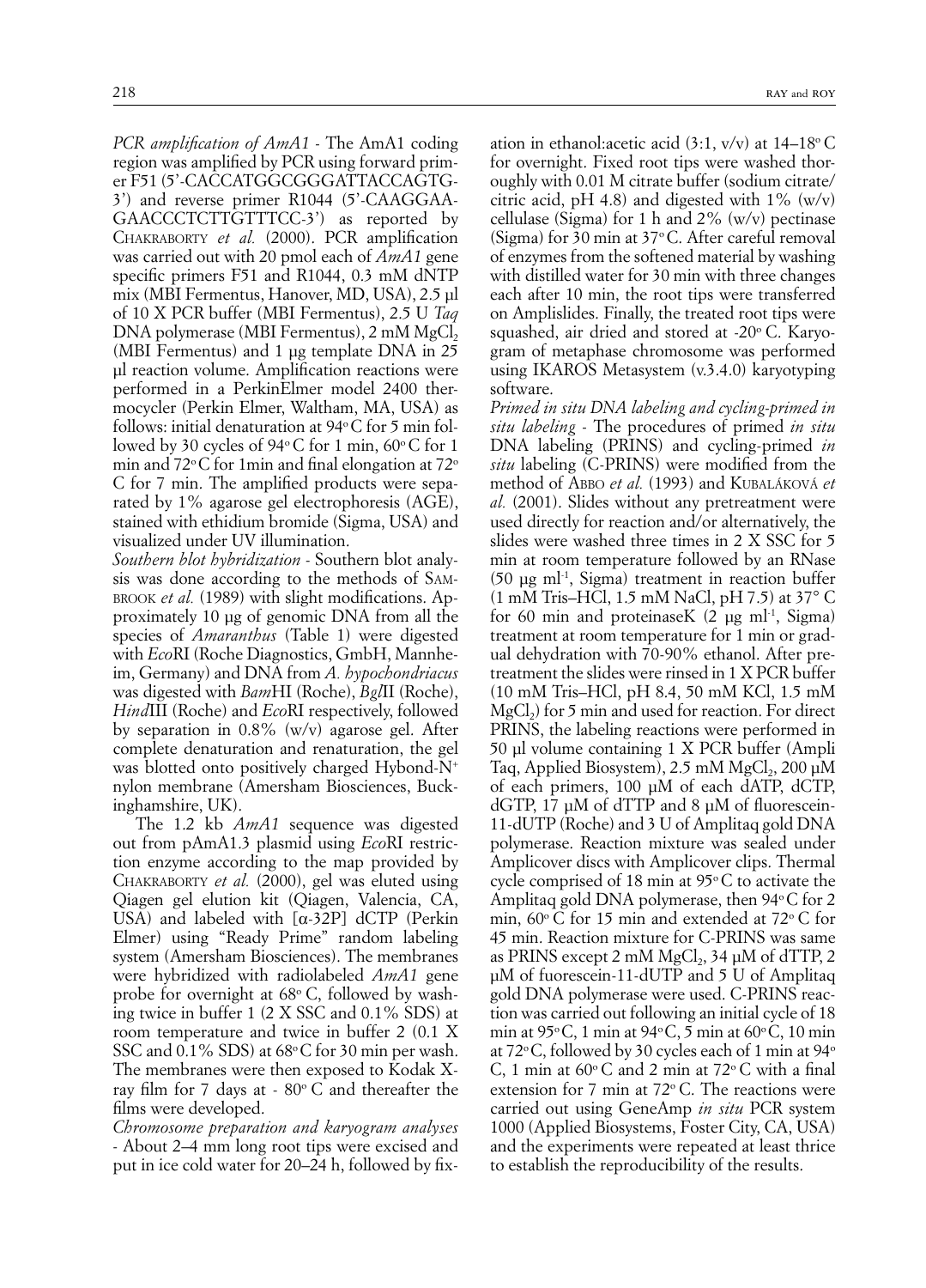*PCR amplification of AmA1* - The AmA1 coding region was amplified by PCR using forward primer F51 (5'-CACCATGGCGGGATTACCAGTG-3') and reverse primer R1044 (5'-CAAGGAA-GAACCCTCTTGTTTCC-3') as reported by CHAKRABORTY *et al.* (2000). PCR amplification was carried out with 20 pmol each of *AmA1* gene specific primers F51 and R1044, 0.3 mM dNTP mix (MBI Fermentus, Hanover, MD, USA), 2.5 µl of 10 X PCR buffer (MBI Fermentus), 2.5 U *Taq* DNA polymerase (MBI Fermentus), 2 mM $MgCl_2$ (MBI Fermentus) and 1 µg template DNA in 25 µl reaction volume. Amplification reactions were performed in a PerkinElmer model 2400 thermocycler (Perkin Elmer, Waltham, MA, USA) as follows: initial denaturation at 94°C for 5 min followed by 30 cycles of 94°C for 1 min, 60°C for 1 min and 72°C for 1min and final elongation at 72° C for 7 min. The amplified products were separated by 1% agarose gel electrophoresis (AGE), stained with ethidium bromide (Sigma, USA) and visualized under UV illumination.

*Southern blot hybridization* - Southern blot analysis was done according to the methods of SAMBROOK *et al.* (1989) with slight modifications. Approximately 10 µg of genomic DNA from all the species of *Amaranthus* (Table 1) were digested with *Eco*RI (Roche Diagnostics, GmbH, Mannheim, Germany) and DNA from *A. hypochondriacus* was digested with *Bam*HI (Roche), *Bgl*II (Roche), *Hind*III (Roche) and *Eco*RI respectively, followed by separation in 0.8% (w/v) agarose gel. After complete denaturation and renaturation, the gel was blotted onto positively charged Hybond-$N^+$ nylon membrane (Amersham Biosciences, Buckinghamshire, UK).

The 1.2 kb *AmA1* sequence was digested out from pAmA1.3 plasmid using *Eco*RI restriction enzyme according to the map provided by CHAKRABORTY *et al.* (2000), gel was eluted using Qiagen gel elution kit (Qiagen, Valencia, CA, USA) and labeled with [α-32P] dCTP (Perkin Elmer) using "Ready Prime" random labeling system (Amersham Biosciences). The membranes were hybridized with radiolabeled *AmA1* gene probe for overnight at 68° C, followed by washing twice in buffer 1 (2 X SSC and 0.1% SDS) at room temperature and twice in buffer 2 (0.1 X SSC and 0.1% SDS) at 68°C for 30 min per wash. The membranes were then exposed to Kodak X-ray film for 7 days at - 80° C and thereafter the films were developed.

*Chromosome preparation and karyogram analyses* - About 2–4 mm long root tips were excised and put in ice cold water for 20–24 h, followed by fixation in ethanol:acetic acid (3:1, v/v) at 14–18° C for overnight. Fixed root tips were washed thoroughly with 0.01 M citrate buffer (sodium citrate/citric acid, pH 4.8) and digested with 1% (w/v) cellulase (Sigma) for 1 h and 2% (w/v) pectinase (Sigma) for 30 min at 37°C. After careful removal of enzymes from the softened material by washing with distilled water for 30 min with three changes each after 10 min, the root tips were transferred on Amplislides. Finally, the treated root tips were squashed, air dried and stored at -20° C. Karyogram of metaphase chromosome was performed using IKAROS Metasystem (v.3.4.0) karyotyping software.

*Primed in situ DNA labeling and cycling-primed in situ labeling* - The procedures of primed *in situ* DNA labeling (PRINS) and cycling-primed *in situ* labeling (C-PRINS) were modified from the method of ABBO *et al.* (1993) and KUBALÁKOVÁ *et al.* (2001). Slides without any pretreatment were used directly for reaction and/or alternatively, the slides were washed three times in 2 X SSC for 5 min at room temperature followed by an RNase (50 µg $ml^{-1}$, Sigma) treatment in reaction buffer (1 mM Tris–HCl, 1.5 mM NaCl, pH 7.5) at 37° C for 60 min and proteinaseK (2 µg $ml^{-1}$, Sigma) treatment at room temperature for 1 min or gradual dehydration with 70-90% ethanol. After pretreatment the slides were rinsed in 1 X PCR buffer (10 mM Tris–HCl, pH 8.4, 50 mM KCl, 1.5 mM $MgCl_2$) for 5 min and used for reaction. For direct PRINS, the labeling reactions were performed in 50 µl volume containing 1 X PCR buffer (Ampli Taq, Applied Biosystem), 2.5 mM $MgCl_2$, 200 µM of each primers, 100 µM of each dATP, dCTP, dGTP, 17 µM of dTTP and 8 µM of fluorescein-11-dUTP (Roche) and 3 U of Amplitaq gold DNA polymerase. Reaction mixture was sealed under Amplicover discs with Amplicover clips. Thermal cycle comprised of 18 min at 95°C to activate the Amplitaq gold DNA polymerase, then 94°C for 2 min, 60° C for 15 min and extended at 72° C for 45 min. Reaction mixture for C-PRINS was same as PRINS except 2 mM $MgCl_2$, 34 µM of dTTP, 2 µM of fuorescein-11-dUTP and 5 U of Amplitaq gold DNA polymerase were used. C-PRINS reaction was carried out following an initial cycle of 18 min at 95°C, 1 min at 94°C, 5 min at 60°C, 10 min at 72°C, followed by 30 cycles each of 1 min at 94° C, 1 min at 60° C and 2 min at 72° C with a final extension for 7 min at 72° C. The reactions were carried out using GeneAmp *in situ* PCR system 1000 (Applied Biosystems, Foster City, CA, USA) and the experiments were repeated at least thrice to establish the reproducibility of the results.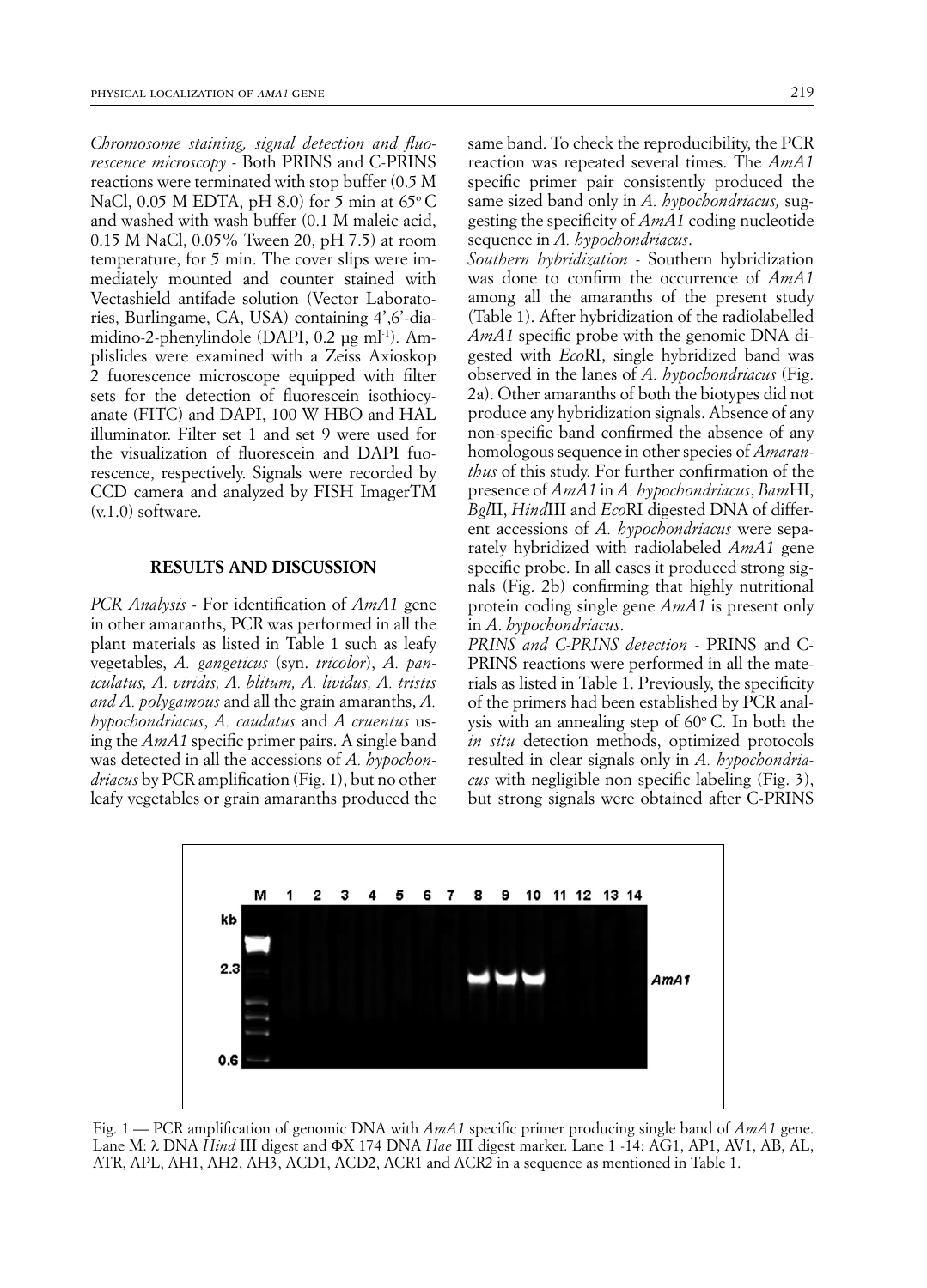*Chromosome staining, signal detection and fluorescence microscopy* - Both PRINS and C-PRINS reactions were terminated with stop buffer (0.5 M NaCl, 0.05 M EDTA, pH 8.0) for 5 min at 65° C and washed with wash buffer (0.1 M maleic acid, 0.15 M NaCl, 0.05% Tween 20, pH 7.5) at room temperature, for 5 min. The cover slips were immediately mounted and counter stained with Vectashield antifade solution (Vector Laboratories, Burlingame, CA, USA) containing 4',6'-diamidino-2-phenylindole (DAPI, 0.2 µg ml[-1]). Amplislides were examined with a Zeiss Axioskop 2 fuorescence microscope equipped with filter sets for the detection of fluorescein isothiocyanate (FITC) and DAPI, 100 W HBO and HAL illuminator. Filter set 1 and set 9 were used for the visualization of fluorescein and DAPI fuorescence, respectively. Signals were recorded by CCD camera and analyzed by FISH ImagerTM (v.1.0) software.

## RESULTS AND DISCUSSION

*PCR Analysis* - For identification of *AmA1* gene in other amaranths, PCR was performed in all the plant materials as listed in Table 1 such as leafy vegetables, *A. gangeticus* (syn. *tricolor*), *A. paniculatus, A. viridis, A. blitum, A. lividus, A. tristis and A. polygamous* and all the grain amaranths, *A. hypochondriacus*, *A. caudatus* and *A cruentus* using the *AmA1* specific primer pairs. A single band was detected in all the accessions of *A. hypochondriacus* by PCR amplification (Fig. 1), but no other leafy vegetables or grain amaranths produced the same band. To check the reproducibility, the PCR reaction was repeated several times. The *AmA1* specific primer pair consistently produced the same sized band only in *A. hypochondriacus,* suggesting the specificity of *AmA1* coding nucleotide sequence in *A. hypochondriacus*.

*Southern hybridization* - Southern hybridization was done to confirm the occurrence of *AmA1* among all the amaranths of the present study (Table 1). After hybridization of the radiolabelled *AmA1* specific probe with the genomic DNA digested with *Eco*RI, single hybridized band was observed in the lanes of *A. hypochondriacus* (Fig. 2a). Other amaranths of both the biotypes did not produce any hybridization signals. Absence of any non-specific band confirmed the absence of any homologous sequence in other species of *Amaranthus* of this study. For further confirmation of the presence of *AmA1* in *A. hypochondriacus*, *Bam*HI, *Bgl*II, *Hind*III and *Eco*RI digested DNA of different accessions of *A. hypochondriacus* were separately hybridized with radiolabeled *AmA1* gene specific probe. In all cases it produced strong signals (Fig. 2b) confirming that highly nutritional protein coding single gene *AmA1* is present only in *A. hypochondriacus*.

*PRINS and C-PRINS detection* - PRINS and C-PRINS reactions were performed in all the materials as listed in Table 1. Previously, the specificity of the primers had been established by PCR analysis with an annealing step of 60° C. In both the *in situ* detection methods, optimized protocols resulted in clear signals only in *A. hypochondriacus* with negligible non specific labeling (Fig. 3), but strong signals were obtained after C-PRINS

Fig. 1 — PCR amplification of genomic DNA with *AmA1* specific primer producing single band of *AmA1* gene. Lane M: λ DNA *Hind* III digest and ΦX 174 DNA *Hae* III digest marker. Lane 1 -14: AG1, AP1, AV1, AB, AL, ATR, APL, AH1, AH2, AH3, ACD1, ACD2, ACR1 and ACR2 in a sequence as mentioned in Table 1.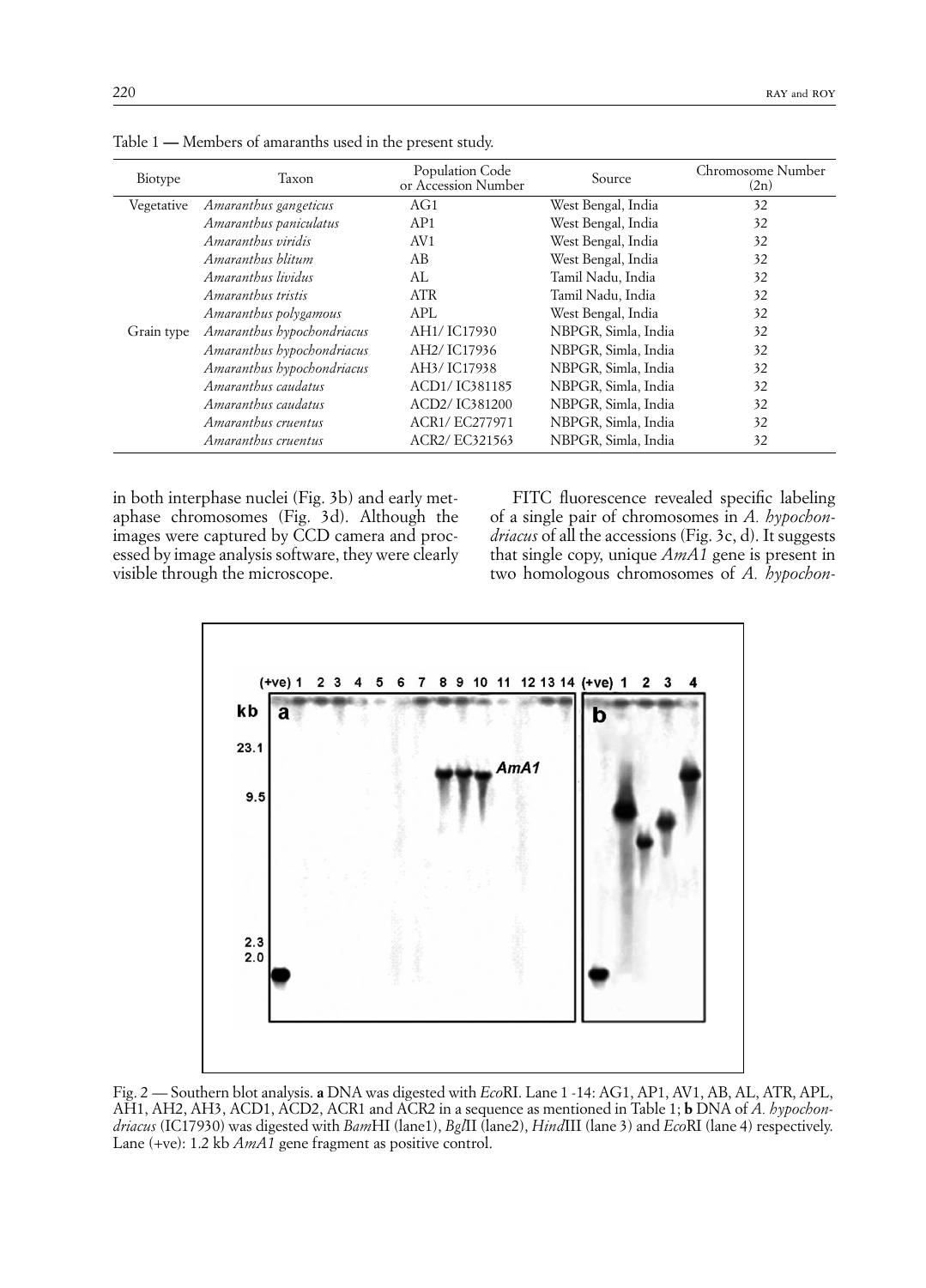Table 1 — Members of amaranths used in the present study.

| Biotype | Taxon | Population Code or Accession Number | Source | Chromosome Number (2n) |
| --- | --- | --- | --- | --- |
| Vegetative | *Amaranthus gangeticus* | AG1 | West Bengal, India | 32 |
| | *Amaranthus paniculatus* | AP1 | West Bengal, India | 32 |
| | *Amaranthus viridis* | AV1 | West Bengal, India | 32 |
| | *Amaranthus blitum* | AB | West Bengal, India | 32 |
| | *Amaranthus lividus* | AL | Tamil Nadu, India | 32 |
| | *Amaranthus tristis* | ATR | Tamil Nadu, India | 32 |
| | *Amaranthus polygamous* | APL | West Bengal, India | 32 |
| Grain type | *Amaranthus hypochondriacus* | AH1/ IC17930 | NBPGR, Simla, India | 32 |
| | *Amaranthus hypochondriacus* | AH2/ IC17936 | NBPGR, Simla, India | 32 |
| | *Amaranthus hypochondriacus* | AH3/ IC17938 | NBPGR, Simla, India | 32 |
| | *Amaranthus caudatus* | ACD1/ IC381185 | NBPGR, Simla, India | 32 |
| | *Amaranthus caudatus* | ACD2/ IC381200 | NBPGR, Simla, India | 32 |
| | *Amaranthus cruentus* | ACR1/ EC277971 | NBPGR, Simla, India | 32 |
| | *Amaranthus cruentus* | ACR2/ EC321563 | NBPGR, Simla, India | 32 |

in both interphase nuclei (Fig. 3b) and early metaphase chromosomes (Fig. 3d). Although the images were captured by CCD camera and processed by image analysis software, they were clearly visible through the microscope.

FITC fluorescence revealed specific labeling of a single pair of chromosomes in *A. hypochondriacus* of all the accessions (Fig. 3c, d). It suggests that single copy, unique *AmA1* gene is present in two homologous chromosomes of *A. hypochon-*

Fig. 2 — Southern blot analysis. **a** DNA was digested with *Eco*RI. Lane 1 -14: AG1, AP1, AV1, AB, AL, ATR, APL, AH1, AH2, AH3, ACD1, ACD2, ACR1 and ACR2 in a sequence as mentioned in Table 1; **b** DNA of *A. hypochondriacus* (IC17930) was digested with *Bam*HI (lane1), *Bgl*II (lane2), *Hind*III (lane 3) and *Eco*RI (lane 4) respectively. Lane (+ve): 1.2 kb *AmA1* gene fragment as positive control.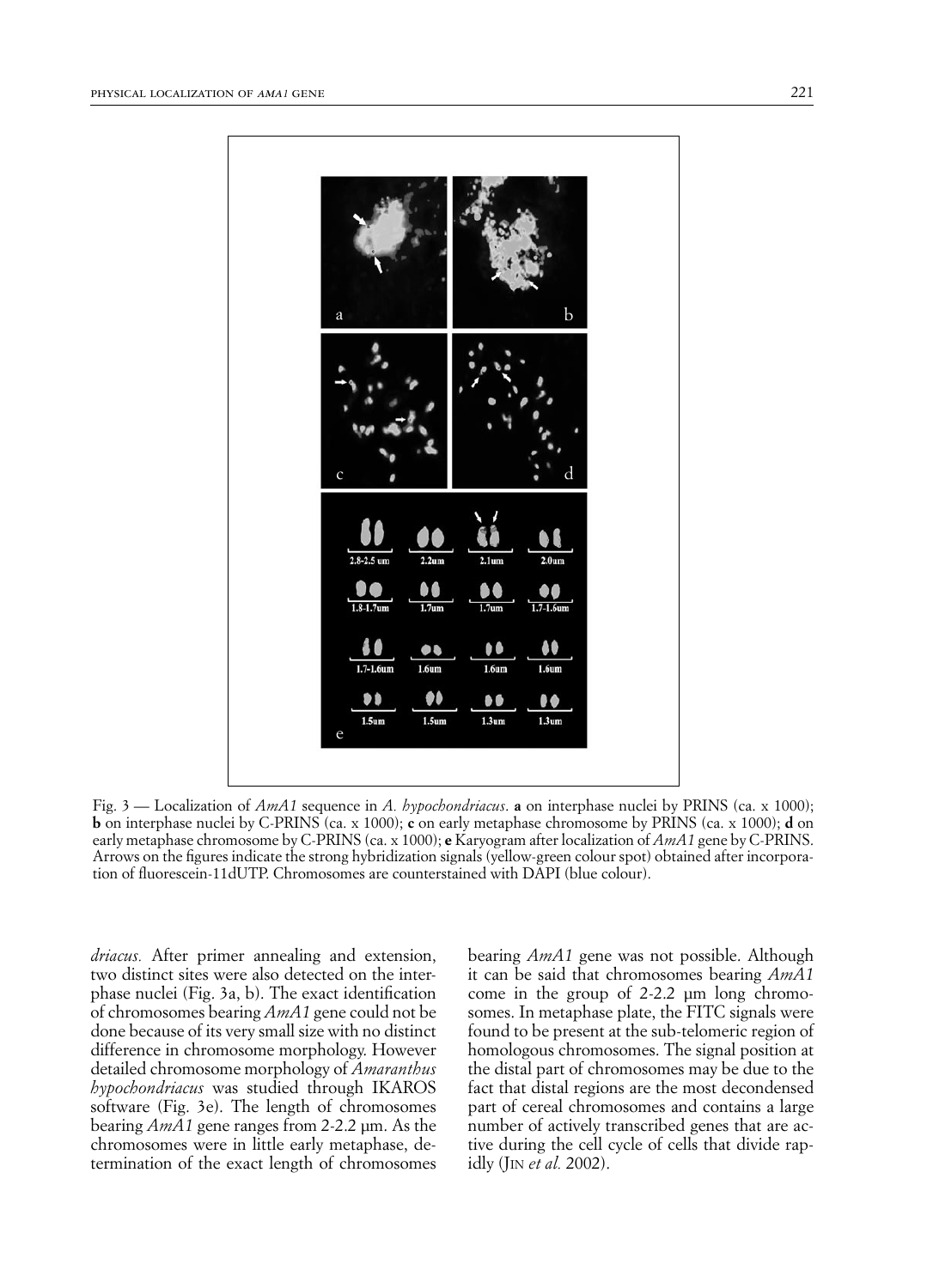Fig. 3 — Localization of *AmA1* sequence in *A. hypochondriacus*. **a** on interphase nuclei by PRINS (ca. x 1000); **b** on interphase nuclei by C-PRINS (ca. x 1000); **c** on early metaphase chromosome by PRINS (ca. x 1000); **d** on early metaphase chromosome by C-PRINS (ca. x 1000); **e** Karyogram after localization of *AmA1* gene by C-PRINS. Arrows on the figures indicate the strong hybridization signals (yellow-green colour spot) obtained after incorporation of fluorescein-11dUTP. Chromosomes are counterstained with DAPI (blue colour).

*driacus.* After primer annealing and extension, two distinct sites were also detected on the interphase nuclei (Fig. 3a, b). The exact identification of chromosomes bearing *AmA1* gene could not be done because of its very small size with no distinct difference in chromosome morphology. However detailed chromosome morphology of *Amaranthus hypochondriacus* was studied through IKAROS software (Fig. 3e). The length of chromosomes bearing *AmA1* gene ranges from 2-2.2 µm. As the chromosomes were in little early metaphase, determination of the exact length of chromosomes bearing *AmA1* gene was not possible. Although it can be said that chromosomes bearing *AmA1* come in the group of 2-2.2 µm long chromosomes. In metaphase plate, the FITC signals were found to be present at the sub-telomeric region of homologous chromosomes. The signal position at the distal part of chromosomes may be due to the fact that distal regions are the most decondensed part of cereal chromosomes and contains a large number of actively transcribed genes that are active during the cell cycle of cells that divide rapidly (Jin *et al.* 2002).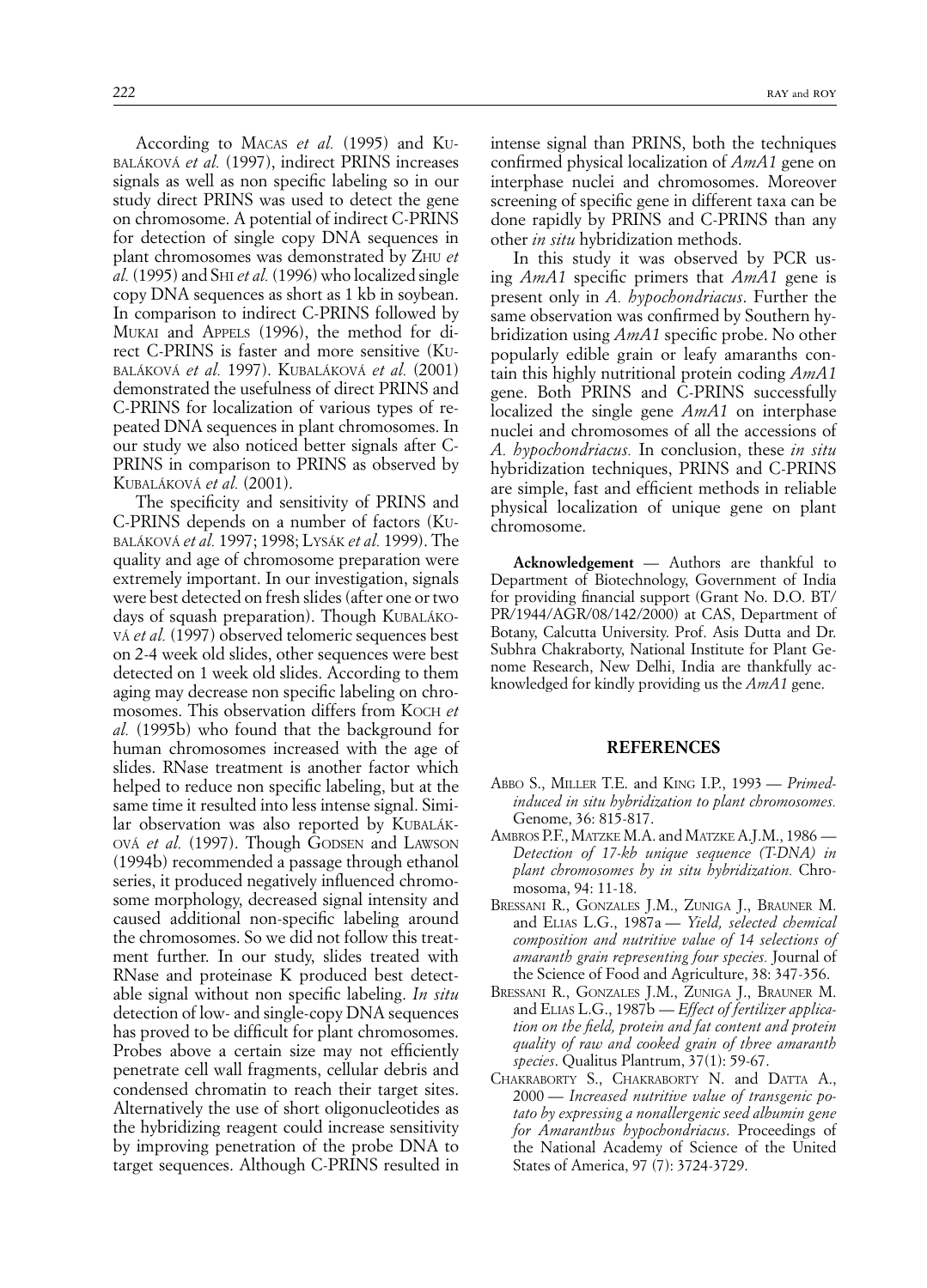According to MACAS *et al.* (1995) and KUBALÁKOVÁ *et al.* (1997), indirect PRINS increases signals as well as non specific labeling so in our study direct PRINS was used to detect the gene on chromosome. A potential of indirect C-PRINS for detection of single copy DNA sequences in plant chromosomes was demonstrated by ZHU *et al.* (1995) and SHI *et al.* (1996) who localized single copy DNA sequences as short as 1 kb in soybean. In comparison to indirect C-PRINS followed by MUKAI and APPELS (1996), the method for direct C-PRINS is faster and more sensitive (KUBALÁKOVÁ *et al.* 1997). KUBALÁKOVÁ *et al.* (2001) demonstrated the usefulness of direct PRINS and C-PRINS for localization of various types of repeated DNA sequences in plant chromosomes. In our study we also noticed better signals after C-PRINS in comparison to PRINS as observed by KUBALÁKOVÁ *et al.* (2001).

The specificity and sensitivity of PRINS and C-PRINS depends on a number of factors (KUBALÁKOVÁ *et al.* 1997; 1998; LYSÁK *et al.* 1999). The quality and age of chromosome preparation were extremely important. In our investigation, signals were best detected on fresh slides (after one or two days of squash preparation). Though KUBALÁKOVÁ *et al.* (1997) observed telomeric sequences best on 2-4 week old slides, other sequences were best detected on 1 week old slides. According to them aging may decrease non specific labeling on chromosomes. This observation differs from KOCH *et al.* (1995b) who found that the background for human chromosomes increased with the age of slides. RNase treatment is another factor which helped to reduce non specific labeling, but at the same time it resulted into less intense signal. Similar observation was also reported by KUBALÁKOVÁ *et al.* (1997). Though GODSEN and LAWSON (1994b) recommended a passage through ethanol series, it produced negatively influenced chromosome morphology, decreased signal intensity and caused additional non-specific labeling around the chromosomes. So we did not follow this treatment further. In our study, slides treated with RNase and proteinase K produced best detectable signal without non specific labeling. *In situ* detection of low- and single-copy DNA sequences has proved to be difficult for plant chromosomes. Probes above a certain size may not efficiently penetrate cell wall fragments, cellular debris and condensed chromatin to reach their target sites. Alternatively the use of short oligonucleotides as the hybridizing reagent could increase sensitivity by improving penetration of the probe DNA to target sequences. Although C-PRINS resulted in intense signal than PRINS, both the techniques confirmed physical localization of *AmA1* gene on interphase nuclei and chromosomes. Moreover screening of specific gene in different taxa can be done rapidly by PRINS and C-PRINS than any other *in situ* hybridization methods.

In this study it was observed by PCR using *AmA1* specific primers that *AmA1* gene is present only in *A. hypochondriacus*. Further the same observation was confirmed by Southern hybridization using *AmA1* specific probe. No other popularly edible grain or leafy amaranths contain this highly nutritional protein coding *AmA1* gene. Both PRINS and C-PRINS successfully localized the single gene *AmA1* on interphase nuclei and chromosomes of all the accessions of *A. hypochondriacus.* In conclusion, these *in situ* hybridization techniques, PRINS and C-PRINS are simple, fast and efficient methods in reliable physical localization of unique gene on plant chromosome.

**Acknowledgement** — Authors are thankful to Department of Biotechnology, Government of India for providing financial support (Grant No. D.O. BT/PR/1944/AGR/08/142/2000) at CAS, Department of Botany, Calcutta University. Prof. Asis Dutta and Dr. Subhra Chakraborty, National Institute for Plant Genome Research, New Delhi, India are thankfully acknowledged for kindly providing us the *AmA1* gene.

## REFERENCES

ABBO S., MILLER T.E. and KING I.P., 1993 — *Primed-induced in situ hybridization to plant chromosomes.* Genome, 36: 815-817.

AMBROS P.F., MATZKE M.A. and MATZKE A.J.M., 1986 — *Detection of 17-kb unique sequence (T-DNA) in plant chromosomes by in situ hybridization.* Chromosoma, 94: 11-18.

BRESSANI R., GONZALES J.M., ZUNIGA J., BRAUNER M. and ELIAS L.G., 1987a — *Yield, selected chemical composition and nutritive value of 14 selections of amaranth grain representing four species.* Journal of the Science of Food and Agriculture, 38: 347-356.

BRESSANI R., GONZALES J.M., ZUNIGA J., BRAUNER M. and ELIAS L.G., 1987b — *Effect of fertilizer application on the field, protein and fat content and protein quality of raw and cooked grain of three amaranth species*. Qualitus Plantrum, 37(1): 59-67.

CHAKRABORTY S., CHAKRABORTY N. and DATTA A., 2000 — *Increased nutritive value of transgenic potato by expressing a nonallergenic seed albumin gene for Amaranthus hypochondriacus.* Proceedings of the National Academy of Science of the United States of America, 97 (7): 3724-3729.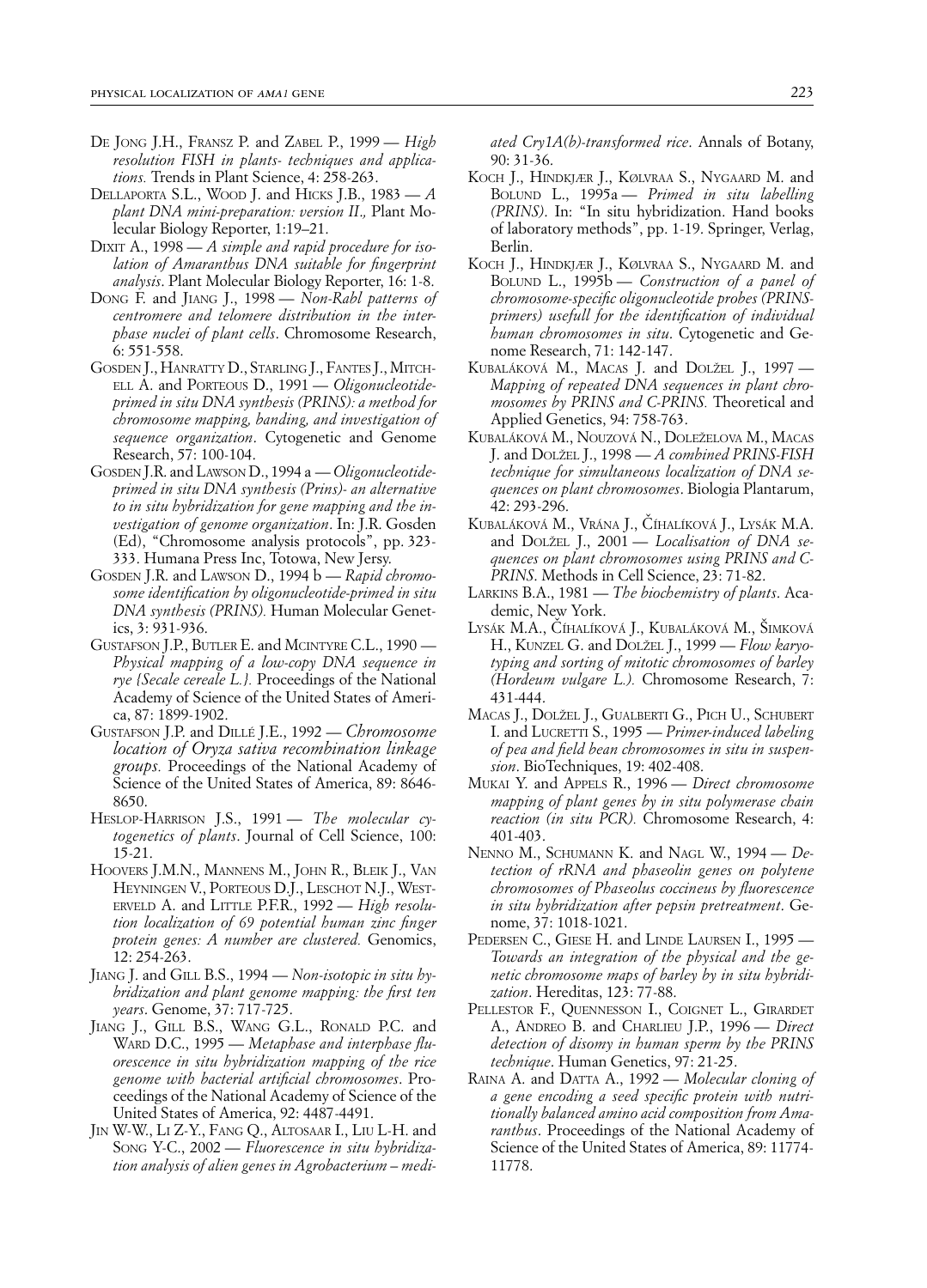De Jong J.H., Fransz P. and Zabel P., 1999 — *High resolution FISH in plants- techniques and applications.* Trends in Plant Science, 4: 258-263.

Dellaporta S.L., Wood J. and Hicks J.B., 1983 — *A plant DNA mini-preparation: version II.,* Plant Molecular Biology Reporter, 1:19–21.

Dixit A., 1998 — *A simple and rapid procedure for isolation of Amaranthus DNA suitable for fingerprint analysis*. Plant Molecular Biology Reporter, 16: 1-8.

Dong F. and Jiang J., 1998 — *Non-Rabl patterns of centromere and telomere distribution in the interphase nuclei of plant cells*. Chromosome Research, 6: 551-558.

Gosden J., Hanratty D., Starling J., Fantes J., Mitchell A. and Porteous D., 1991 — *Oligonucleotide-primed in situ DNA synthesis (PRINS): a method for chromosome mapping, banding, and investigation of sequence organization*. Cytogenetic and Genome Research, 57: 100-104.

Gosden J.R. and Lawson D., 1994 a — *Oligonucleotide-primed in situ DNA synthesis (Prins)- an alternative to in situ hybridization for gene mapping and the investigation of genome organization*. In: J.R. Gosden (Ed), "Chromosome analysis protocols", pp. 323-333. Humana Press Inc, Totowa, New Jersy.

Gosden J.R. and Lawson D., 1994 b — *Rapid chromosome identification by oligonucleotide-primed in situ DNA synthesis (PRINS).* Human Molecular Genetics, 3: 931-936.

Gustafson J.P., Butler E. and McIntyre C.L., 1990 — *Physical mapping of a low-copy DNA sequence in rye {Secale cereale L.}.* Proceedings of the National Academy of Science of the United States of America, 87: 1899-1902.

Gustafson J.P. and Dillé J.E., 1992 — *Chromosome location of Oryza sativa recombination linkage groups.* Proceedings of the National Academy of Science of the United States of America, 89: 8646-8650.

Heslop-Harrison J.S., 1991 — *The molecular cytogenetics of plants*. Journal of Cell Science, 100: 15-21.

Hoovers J.M.N., Mannens M., John R., Bleik J., Van Heyningen V., Porteous D.J., Leschot N.J., Westerveld A. and Little P.F.R., 1992 — *High resolution localization of 69 potential human zinc finger protein genes: A number are clustered.* Genomics, 12: 254-263.

Jiang J. and Gill B.S., 1994 — *Non-isotopic in situ hybridization and plant genome mapping: the first ten years*. Genome, 37: 717-725.

Jiang J., Gill B.S., Wang G.L., Ronald P.C. and Ward D.C., 1995 — *Metaphase and interphase fluorescence in situ hybridization mapping of the rice genome with bacterial artificial chromosomes*. Proceedings of the National Academy of Science of the United States of America, 92: 4487-4491.

Jin W-W., Li Z-Y., Fang Q., Altosaar I., Liu L-H. and Song Y-C., 2002 — *Fluorescence in situ hybridization analysis of alien genes in Agrobacterium – mediated Cry1A(b)-transformed rice*. Annals of Botany, 90: 31-36.

Koch J., Hindkjær J., Kølvraa S., Nygaard M. and Bolund L., 1995a — *Primed in situ labelling (PRINS).* In: "In situ hybridization. Hand books of laboratory methods", pp. 1-19. Springer, Verlag, Berlin.

Koch J., Hindkjær J., Kølvraa S., Nygaard M. and Bolund L., 1995b — *Construction of a panel of chromosome-specific oligonucleotide probes (PRINS-primers) usefull for the identification of individual human chromosomes in situ*. Cytogenetic and Genome Research, 71: 142-147.

Kubaláková M., Macas J. and Doležel J., 1997 — *Mapping of repeated DNA sequences in plant chromosomes by PRINS and C-PRINS.* Theoretical and Applied Genetics, 94: 758-763.

Kubaláková M., Nouzová N., Doleželova M., Macas J. and Doležel J., 1998 — *A combined PRINS-FISH technique for simultaneous localization of DNA sequences on plant chromosomes*. Biologia Plantarum, 42: 293-296.

Kubaláková M., Vrána J., Číhalíková J., Lysák M.A. and Doležel J., 2001 — *Localisation of DNA sequences on plant chromosomes using PRINS and C-PRINS.* Methods in Cell Science, 23: 71-82.

Larkins B.A., 1981 — *The biochemistry of plants*. Academic, New York.

Lysák M.A., Číhalíková J., Kubaláková M., Šimková H., Kunzel G. and Doležel J., 1999 — *Flow karyotyping and sorting of mitotic chromosomes of barley (Hordeum vulgare L.).* Chromosome Research, 7: 431-444.

Macas J., Doležel J., Gualberti G., Pich U., Schubert I. and Lucretti S., 1995 — *Primer-induced labeling of pea and field bean chromosomes in situ in suspension*. BioTechniques, 19: 402-408.

Mukai Y. and Appels R., 1996 — *Direct chromosome mapping of plant genes by in situ polymerase chain reaction (in situ PCR).* Chromosome Research, 4: 401-403.

Nenno M., Schumann K. and Nagl W., 1994 — *Detection of rRNA and phaseolin genes on polytene chromosomes of Phaseolus coccineus by fluorescence in situ hybridization after pepsin pretreatment*. Genome, 37: 1018-1021.

Pedersen C., Giese H. and Linde Laursen I., 1995 — *Towards an integration of the physical and the genetic chromosome maps of barley by in situ hybridization*. Hereditas, 123: 77-88.

Pellestor F., Quennesson I., Coignet L., Girardet A., Andreo B. and Charlieu J.P., 1996 — *Direct detection of disomy in human sperm by the PRINS technique*. Human Genetics, 97: 21-25.

Raina A. and Datta A., 1992 — *Molecular cloning of a gene encoding a seed specific protein with nutritionally balanced amino acid composition from Amaranthus*. Proceedings of the National Academy of Science of the United States of America, 89: 11774-11778.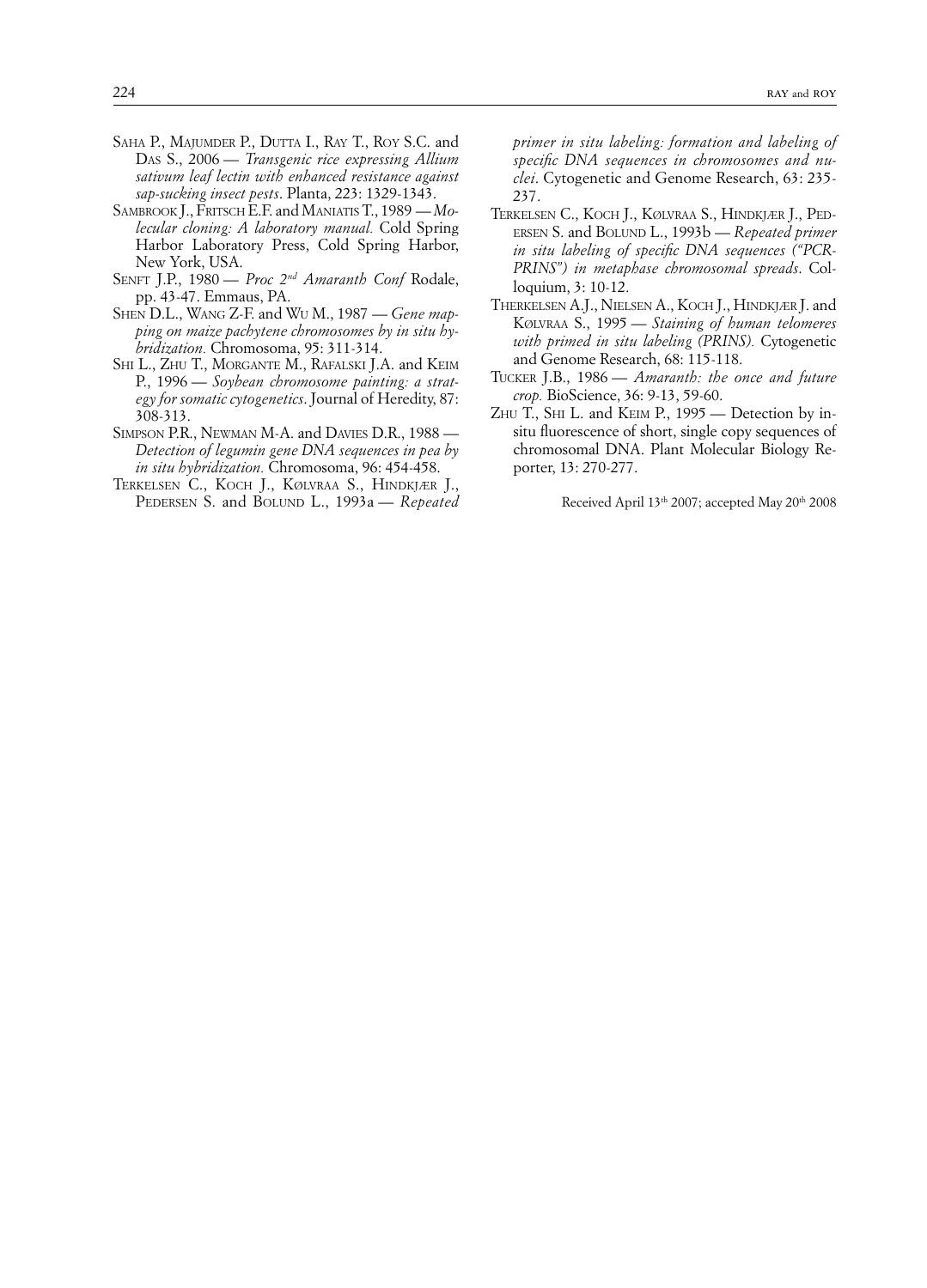SAHA P., MAJUMDER P., DUTTA I., RAY T., ROY S.C. and DAS S., 2006 — *Transgenic rice expressing Allium sativum leaf lectin with enhanced resistance against sap-sucking insect pests*. Planta, 223: 1329-1343.

SAMBROOK J., FRITSCH E.F. and MANIATIS T., 1989 — *Molecular cloning: A laboratory manual.* Cold Spring Harbor Laboratory Press, Cold Spring Harbor, New York, USA.

SENFT J.P., 1980 — *Proc 2nd Amaranth Conf* Rodale, pp. 43-47. Emmaus, PA.

SHEN D.L., WANG Z-F. and WU M., 1987 — *Gene mapping on maize pachytene chromosomes by in situ hybridization.* Chromosoma, 95: 311-314.

SHI L., ZHU T., MORGANTE M., RAFALSKI J.A. and KEIM P., 1996 — *Soybean chromosome painting: a strategy for somatic cytogenetics*. Journal of Heredity, 87: 308-313.

SIMPSON P.R., NEWMAN M-A. and DAVIES D.R., 1988 — *Detection of legumin gene DNA sequences in pea by in situ hybridization.* Chromosoma, 96: 454-458.

TERKELSEN C., KOCH J., KØLVRAA S., HINDKJÆR J., PEDERSEN S. and BOLUND L., 1993a — *Repeated primer in situ labeling: formation and labeling of specific DNA sequences in chromosomes and nuclei*. Cytogenetic and Genome Research, 63: 235-237.

TERKELSEN C., KOCH J., KØLVRAA S., HINDKJÆR J., PEDERSEN S. and BOLUND L., 1993b — *Repeated primer in situ labeling of specific DNA sequences ("PCR-PRINS") in metaphase chromosomal spreads*. Colloquium, 3: 10-12.

THERKELSEN A.J., NIELSEN A., KOCH J., HINDKJÆR J. and KØLVRAA S., 1995 — *Staining of human telomeres with primed in situ labeling (PRINS).* Cytogenetic and Genome Research, 68: 115-118.

TUCKER J.B., 1986 — *Amaranth: the once and future crop.* BioScience, 36: 9-13, 59-60.

ZHU T., SHI L. and KEIM P., 1995 — Detection by in-situ fluorescence of short, single copy sequences of chromosomal DNA. Plant Molecular Biology Reporter, 13: 270-277.

Received April 13th 2007; accepted May 20th 2008